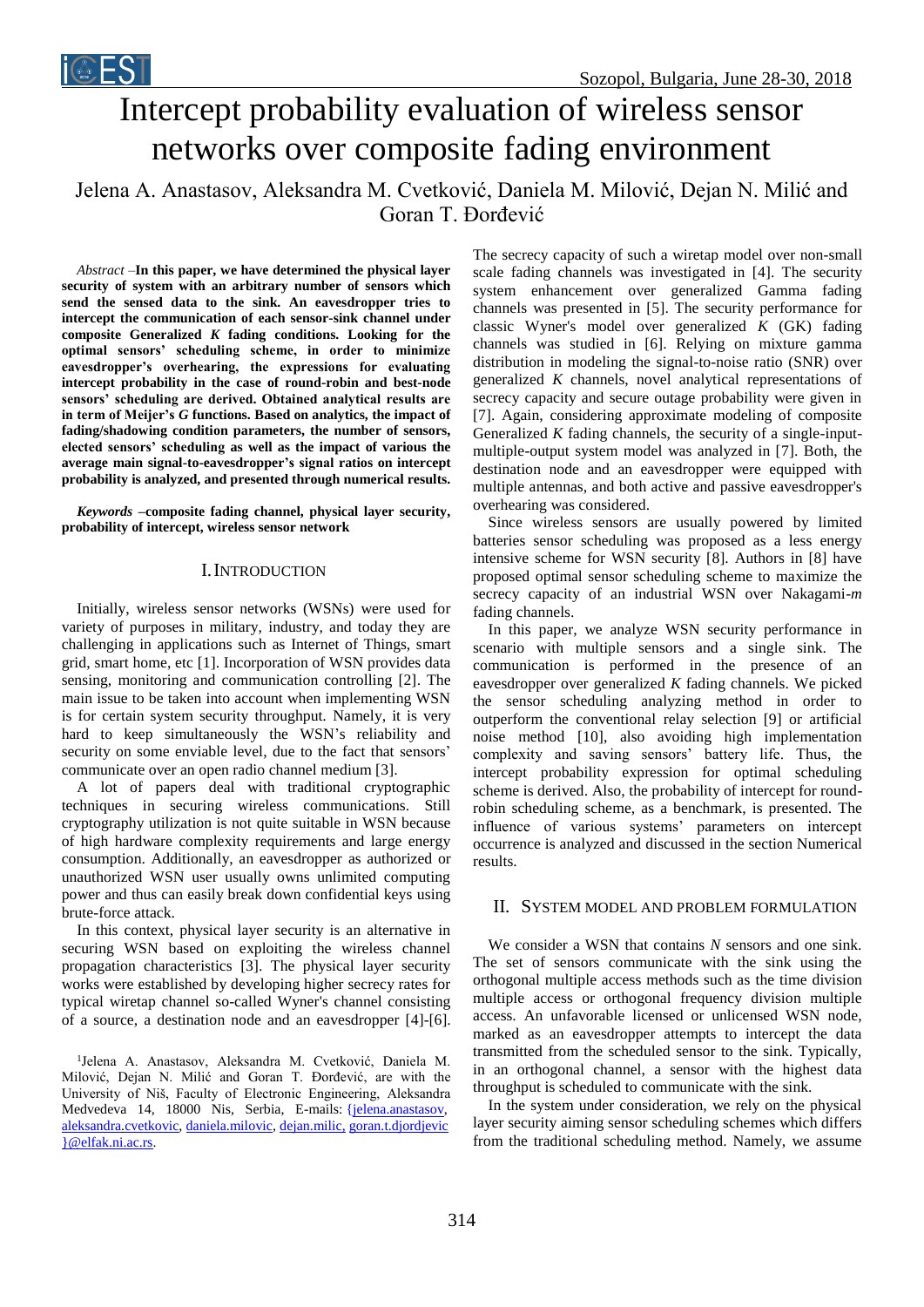# Intercept probability evaluation of wireless sensor networks over composite fading environment

Jelena A. Anastasov, Aleksandra M. Cvetković, Daniela M. Milović, Dejan N. Milić and Goran T. Đorđević

*Abstract* –**In this paper, we have determined the physical layer security of system with an arbitrary number of sensors which send the sensed data to the sink. An eavesdropper tries to intercept the communication of each sensor-sink channel under composite Generalized *K* fading conditions. Looking for the optimal sensors' scheduling scheme, in order to minimize eavesdropper's overhearing, the expressions for evaluating intercept probability in the case of round-robin and best-node sensors' scheduling are derived. Obtained analytical results are in term of Meijer's *G* functions. Based on analytics, the impact of fading/shadowing condition parameters, the number of sensors, elected sensors' scheduling as well as the impact of various the average main signal-to-eavesdropper's signal ratios on intercept probability is analyzed, and presented through numerical results.**

*Keywords* –**composite fading channel, physical layer security, probability of intercept, wireless sensor network**

## I. Introduction

Initially, wireless sensor networks (WSNs) were used for variety of purposes in military, industry, and today they are challenging in applications such as Internet of Things, smart grid, smart home, etc [1]. Incorporation of WSN provides data sensing, monitoring and communication controlling [2]. The main issue to be taken into account when implementing WSN is for certain system security throughput. Namely, it is very hard to keep simultaneously the WSN's reliability and security on some enviable level, due to the fact that sensors' communicate over an open radio channel medium [3].

A lot of papers deal with traditional cryptographic techniques in securing wireless communications. Still cryptography utilization is not quite suitable in WSN because of high hardware complexity requirements and large energy consumption. Additionally, an eavesdropper as authorized or unauthorized WSN user usually owns unlimited computing power and thus can easily break down confidential keys using brute-force attack.

In this context, physical layer security is an alternative in securing WSN based on exploiting the wireless channel propagation characteristics [3]. The physical layer security works were established by developing higher secrecy rates for typical wiretap channel so-called Wyner's channel consisting of a source, a destination node and an eavesdropper [4]-[6]. The secrecy capacity of such a wiretap model over non-small scale fading channels was investigated in [4]. The security system enhancement over generalized Gamma fading channels was presented in [5]. The security performance for classic Wyner's model over generalized *K* (GK) fading channels was studied in [6]. Relying on mixture gamma distribution in modeling the signal-to-noise ratio (SNR) over generalized *K* channels, novel analytical representations of secrecy capacity and secure outage probability were given in [7]. Again, considering approximate modeling of composite Generalized *K* fading channels, the security of a single-input-multiple-output system model was analyzed in [7]. Both, the destination node and an eavesdropper were equipped with multiple antennas, and both active and passive eavesdropper's overhearing was considered.

Since wireless sensors are usually powered by limited batteries sensor scheduling was proposed as a less energy intensive scheme for WSN security [8]. Authors in [8] have proposed optimal sensor scheduling scheme to maximize the secrecy capacity of an industrial WSN over Nakagami-*m* fading channels.

In this paper, we analyze WSN security performance in scenario with multiple sensors and a single sink. The communication is performed in the presence of an eavesdropper over generalized *K* fading channels. We picked the sensor scheduling analyzing method in order to outperform the conventional relay selection [9] or artificial noise method [10], also avoiding high implementation complexity and saving sensors' battery life. Thus, the intercept probability expression for optimal scheduling scheme is derived. Also, the probability of intercept for round-robin scheduling scheme, as a benchmark, is presented. The influence of various systems' parameters on intercept occurrence is analyzed and discussed in the section Numerical results.

## II. System Model and Problem Formulation

We consider a WSN that contains *N* sensors and one sink. The set of sensors communicate with the sink using the orthogonal multiple access methods such as the time division multiple access or orthogonal frequency division multiple access. An unfavorable licensed or unlicensed WSN node, marked as an eavesdropper attempts to intercept the data transmitted from the scheduled sensor to the sink. Typically, in an orthogonal channel, a sensor with the highest data throughput is scheduled to communicate with the sink.

In the system under consideration, we rely on the physical layer security aiming sensor scheduling schemes which differs from the traditional scheduling method. Namely, we assume

[1]Jelena A. Anastasov, Aleksandra M. Cvetković, Daniela M. Milović, Dejan N. Milić and Goran T. Đorđević, are with the University of Niš, Faculty of Electronic Engineering, Aleksandra Medvedeva 14, 18000 Nis, Serbia, E-mails: {jelena.anastasov, aleksandra.cvetkovic, daniela.milovic, dejan.milic, goran.t.djordjevic}@elfak.ni.ac.rs.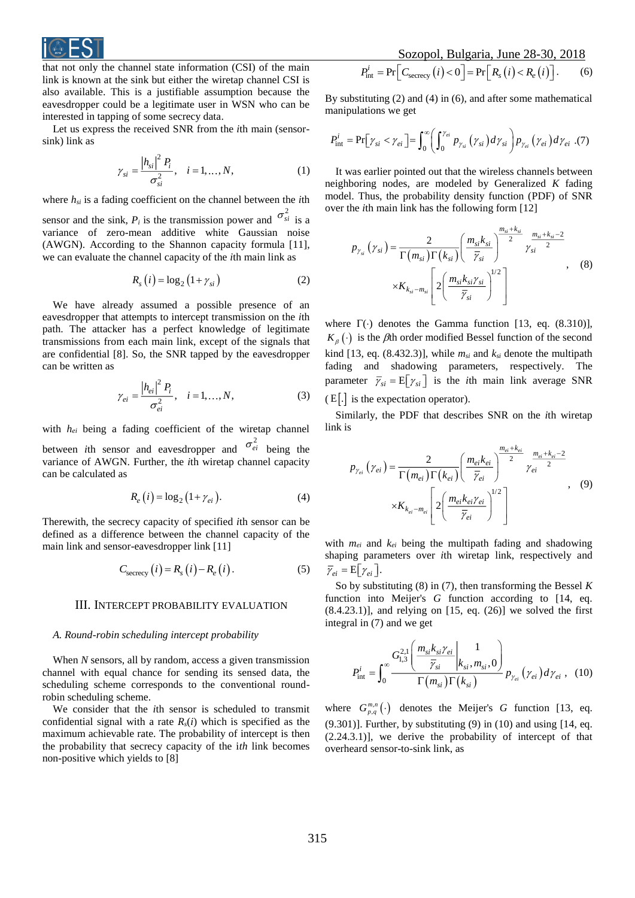that not only the channel state information (CSI) of the main link is known at the sink but either the wiretap channel CSI is also available. This is a justifiable assumption because the eavesdropper could be a legitimate user in WSN who can be interested in tapping of some secrecy data.

Let us express the received SNR from the *i*th main (sensor-sink) link as

$$\gamma_{si} = \frac{|h_{si}|^2 P_i}{\sigma_{si}^2}, \quad i = 1, \ldots, N, \tag{1}$$

where $h_{si}$ is a fading coefficient on the channel between the *i*th sensor and the sink, $P_i$ is the transmission power and $\sigma_{si}^2$ is a variance of zero-mean additive white Gaussian noise (AWGN). According to the Shannon capacity formula [11], we can evaluate the channel capacity of the *i*th main link as

$$R_s(i) = \log_2(1+\gamma_{si}) \tag{2}$$

We have already assumed a possible presence of an eavesdropper that attempts to intercept transmission on the *i*th path. The attacker has a perfect knowledge of legitimate transmissions from each main link, except of the signals that are confidential [8]. So, the SNR tapped by the eavesdropper can be written as

$$\gamma_{ei} = \frac{|h_{ei}|^2 P_i}{\sigma_{ei}^2}, \quad i = 1, \ldots, N, \tag{3}$$

with $h_{ei}$ being a fading coefficient of the wiretap channel between *i*th sensor and eavesdropper and $\sigma_{ei}^2$ being the variance of AWGN. Further, the *i*th wiretap channel capacity can be calculated as

$$R_e(i) = \log_2(1+\gamma_{ei}). \tag{4}$$

Therewith, the secrecy capacity of specified *i*th sensor can be defined as a difference between the channel capacity of the main link and sensor-eavesdropper link [11]

$$C_{\text{secrecy}}(i) = R_s(i) - R_e(i). \tag{5}$$

## III. Intercept Probability Evaluation

### A. Round-robin scheduling intercept probability

When *N* sensors, all by random, access a given transmission channel with equal chance for sending its sensed data, the scheduling scheme corresponds to the conventional round-robin scheduling scheme.

We consider that the *i*th sensor is scheduled to transmit confidential signal with a rate $R_s(i)$ which is specified as the maximum achievable rate. The probability of intercept is then the probability that secrecy capacity of the i*th* link becomes non-positive which yields to [8]

$$P_{\text{int}}^i = \Pr\left[C_{\text{secrecy}}(i) < 0\right] = \Pr\left[R_s(i) < R_e(i)\right]. \tag{6}$$

By substituting (2) and (4) in (6), and after some mathematical manipulations we get

$$P_{\text{int}}^i = \Pr\left[\gamma_{si} < \gamma_{ei}\right] = \int_0^\infty \left( \int_0^{\gamma_{ei}} p_{\gamma_{si}}(\gamma_{si}) d\gamma_{si} \right) p_{\gamma_{ei}}(\gamma_{ei}) d\gamma_{ei} \,. \tag{7}$$

It was earlier pointed out that the wireless channels between neighboring nodes, are modeled by Generalized *K* fading model. Thus, the probability density function (PDF) of SNR over the *i*th main link has the following form [12]

$$p_{\gamma_{si}}(\gamma_{si}) = \frac{2}{\Gamma(m_{si})\Gamma(k_{si})} \left( \frac{m_{si}k_{si}}{\bar{\gamma}_{si}} \right)^{\frac{m_{si}+k_{si}}{2}} \gamma_{si}^{\frac{m_{si}+k_{si}-2}{2}} \times K_{k_{si}-m_{si}} \left[ 2\left( \frac{m_{si}k_{si}\gamma_{si}}{\bar{\gamma}_{si}} \right)^{1/2} \right], \tag{8}$$

where $\Gamma(\cdot)$ denotes the Gamma function [13, eq. (8.310)], $K_\beta(\cdot)$ is the $\beta$th order modified Bessel function of the second kind [13, eq. (8.432.3)], while $m_{si}$ and $k_{si}$ denote the multipath fading and shadowing parameters, respectively. The parameter $\bar{\gamma}_{si} = \mathrm{E}[\gamma_{si}]$ is the *i*th main link average SNR ($\mathrm{E}[.]$ is the expectation operator).

Similarly, the PDF that describes SNR on the *i*th wiretap link is

$$p_{\gamma_{ei}}(\gamma_{ei}) = \frac{2}{\Gamma(m_{ei})\Gamma(k_{ei})} \left( \frac{m_{ei}k_{ei}}{\bar{\gamma}_{ei}} \right)^{\frac{m_{ei}+k_{ei}}{2}} \gamma_{ei}^{\frac{m_{ei}+k_{ei}-2}{2}} \times K_{k_{ei}-m_{ei}} \left[ 2\left( \frac{m_{ei}k_{ei}\gamma_{ei}}{\bar{\gamma}_{ei}} \right)^{1/2} \right], \tag{9}$$

with $m_{ei}$ and $k_{ei}$ being the multipath fading and shadowing shaping parameters over *i*th wiretap link, respectively and $\bar{\gamma}_{ei} = \mathrm{E}[\gamma_{ei}]$.

So by substituting (8) in (7), then transforming the Bessel *K* function into Meijer's *G* function according to [14, eq. (8.4.23.1)], and relying on [15, eq. (26)] we solved the first integral in (7) and we get

$$P_{\text{int}}^i = \int_0^\infty \frac{G_{1,3}^{2,1}\left( \frac{m_{si}k_{si}\gamma_{ei}}{\bar{\gamma}_{si}} \middle| \begin{matrix} 1 \\ k_{si}, m_{si}, 0 \end{matrix} \right)}{\Gamma(m_{si})\Gamma(k_{si})} p_{\gamma_{ei}}(\gamma_{ei}) d\gamma_{ei} \,, \tag{10}$$

where $G_{p,q}^{m,n}(\cdot)$ denotes the Meijer's *G* function [13, eq. (9.301)]. Further, by substituting (9) in (10) and using [14, eq. (2.24.3.1)], we derive the probability of intercept of that overheard sensor-to-sink link, as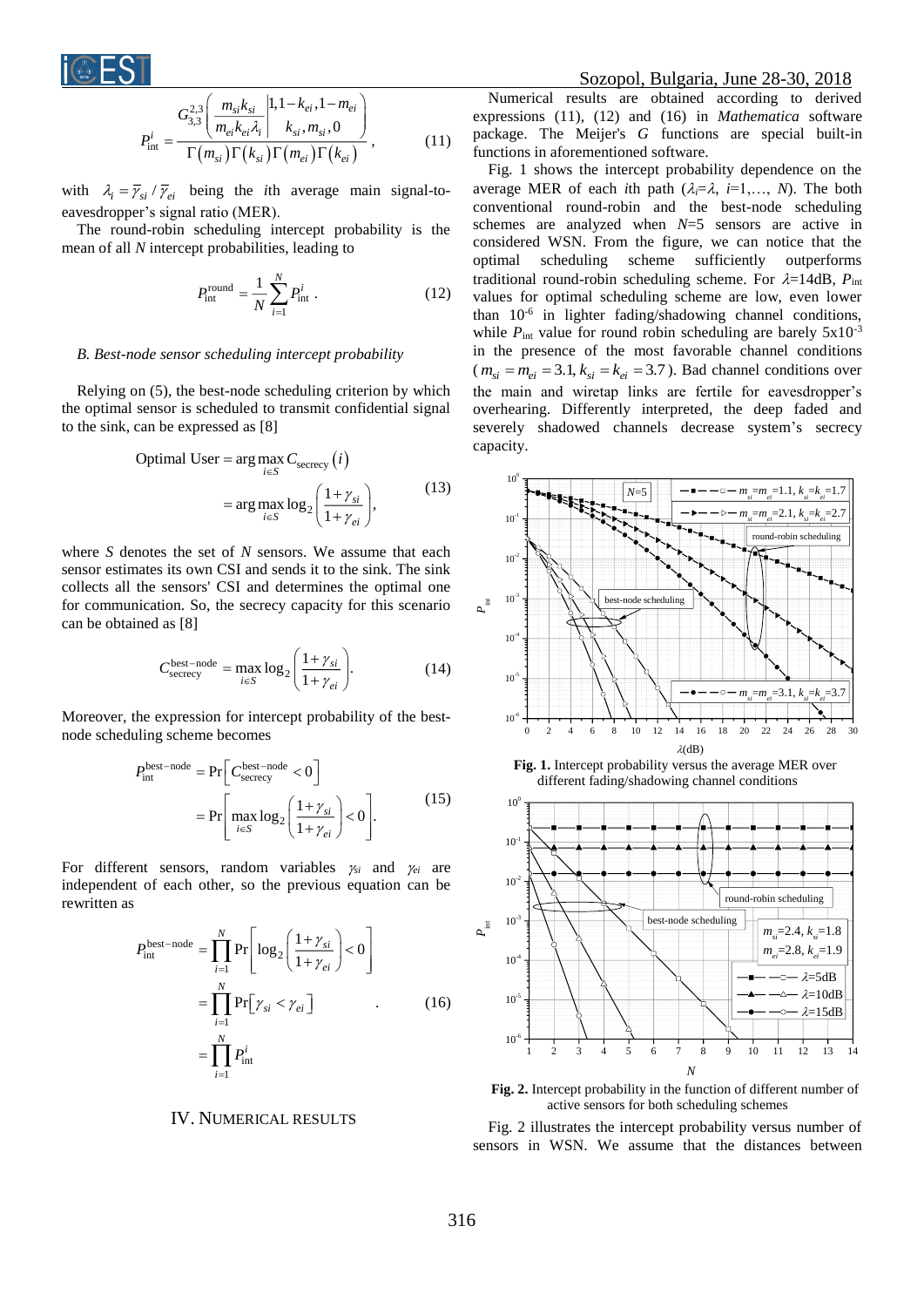$$P_{\text{int}}^{i} = \frac{G_{3,3}^{2,3}\left(\frac{m_{si}k_{si}}{m_{ei}k_{ei}\lambda_i}\left|\begin{matrix}1,1-k_{ei},1-m_{ei}\\ k_{si},m_{si},0\end{matrix}\right.\right)}{\Gamma(m_{si})\Gamma(k_{si})\Gamma(m_{ei})\Gamma(k_{ei})}, \tag{11}$$

with $\lambda_i = \overline{\gamma}_{si}/\overline{\gamma}_{ei}$ being the $i$th average main signal-to-eavesdropper's signal ratio (MER).

The round-robin scheduling intercept probability is the mean of all $N$ intercept probabilities, leading to

$$P_{\text{int}}^{\text{round}} = \frac{1}{N}\sum_{i=1}^{N} P_{\text{int}}^{i}. \tag{12}$$

### *B. Best-node sensor scheduling intercept probability*

Relying on (5), the best-node scheduling criterion by which the optimal sensor is scheduled to transmit confidential signal to the sink, can be expressed as [8]

$$\begin{aligned}\text{Optimal User} &= \arg\max_{i\in S} C_{\text{secrecy}}(i)\\ &= \arg\max_{i\in S} \log_2\left(\frac{1+\gamma_{si}}{1+\gamma_{ei}}\right),\end{aligned} \tag{13}$$

where $S$ denotes the set of $N$ sensors. We assume that each sensor estimates its own CSI and sends it to the sink. The sink collects all the sensors' CSI and determines the optimal one for communication. So, the secrecy capacity for this scenario can be obtained as [8]

$$C_{\text{secrecy}}^{\text{best-node}} = \max_{i\in S} \log_2\left(\frac{1+\gamma_{si}}{1+\gamma_{ei}}\right). \tag{14}$$

Moreover, the expression for intercept probability of the best-node scheduling scheme becomes

$$\begin{aligned}P_{\text{int}}^{\text{best-node}} &= \Pr\left[C_{\text{secrecy}}^{\text{best-node}} < 0\right]\\ &= \Pr\left[\max_{i\in S} \log_2\left(\frac{1+\gamma_{si}}{1+\gamma_{ei}}\right) < 0\right].\end{aligned} \tag{15}$$

For different sensors, random variables $\gamma_{si}$ and $\gamma_{ei}$ are independent of each other, so the previous equation can be rewritten as

$$\begin{aligned}P_{\text{int}}^{\text{best-node}} &= \prod_{i=1}^{N} \Pr\left[\log_2\left(\frac{1+\gamma_{si}}{1+\gamma_{ei}}\right) < 0\right]\\ &= \prod_{i=1}^{N} \Pr\left[\gamma_{si} < \gamma_{ei}\right]\\ &= \prod_{i=1}^{N} P_{\text{int}}^{i}\end{aligned} \tag{16}$$

## IV. Numerical Results

Numerical results are obtained according to derived expressions (11), (12) and (16) in *Mathematica* software package. The Meijer's *G* functions are special built-in functions in aforementioned software.

Fig. 1 shows the intercept probability dependence on the average MER of each $i$th path ($\lambda_i=\lambda$, $i=1,\ldots,N$). The both conventional round-robin and the best-node scheduling schemes are analyzed when $N=5$ sensors are active in considered WSN. From the figure, we can notice that the optimal scheduling scheme sufficiently outperforms traditional round-robin scheduling scheme. For $\lambda=14$dB, $P_{\text{int}}$ values for optimal scheduling scheme are low, even lower than $10^{-6}$ in lighter fading/shadowing channel conditions, while $P_{\text{int}}$ value for round robin scheduling are barely $5\times10^{-3}$ in the presence of the most favorable channel conditions ($m_{si}=m_{ei}=3.1$, $k_{si}=k_{ei}=3.7$). Bad channel conditions over the main and wiretap links are fertile for eavesdropper's overhearing. Differently interpreted, the deep faded and severely shadowed channels decrease system's secrecy capacity.

**Fig. 1.** Intercept probability versus the average MER over different fading/shadowing channel conditions

**Fig. 2.** Intercept probability in the function of different number of active sensors for both scheduling schemes

Fig. 2 illustrates the intercept probability versus number of sensors in WSN. We assume that the distances between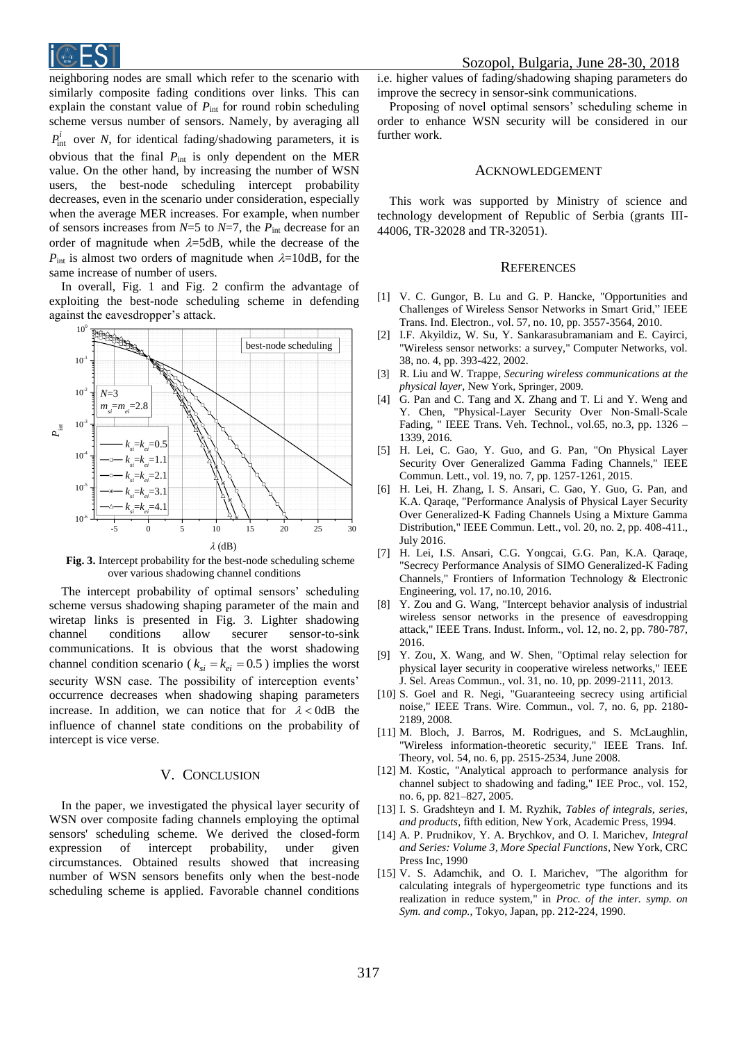neighboring nodes are small which refer to the scenario with similarly composite fading conditions over links. This can explain the constant value of $P_{\text{int}}$ for round robin scheduling scheme versus number of sensors. Namely, by averaging all $P_{\text{int}}^{i}$ over $N$, for identical fading/shadowing parameters, it is obvious that the final $P_{\text{int}}$ is only dependent on the MER value. On the other hand, by increasing the number of WSN users, the best-node scheduling intercept probability decreases, even in the scenario under consideration, especially when the average MER increases. For example, when number of sensors increases from $N$=5 to $N$=7, the $P_{\text{int}}$ decrease for an order of magnitude when $\lambda$=5dB, while the decrease of the $P_{\text{int}}$ is almost two orders of magnitude when $\lambda$=10dB, for the same increase of number of users.

In overall, Fig. 1 and Fig. 2 confirm the advantage of exploiting the best-node scheduling scheme in defending against the eavesdropper's attack.

best-node scheduling

$N$=3

$m_{si}$=$m_{ei}$=2.8

$k_{si}$=$k_{ei}$=0.5

$k_{si}$=$k_{ei}$=1.1

$k_{si}$=$k_{ei}$=2.1

$k_{si}$=$k_{ei}$=3.1

$k_{si}$=$k_{ei}$=4.1

$P_{\text{int}}$

$10^{0}$ $10^{-1}$ $10^{-2}$ $10^{-3}$ $10^{-4}$ $10^{-5}$ $10^{-6}$

-5 0 5 10 15 20 25 30

$\lambda$ (dB)

**Fig. 3.** Intercept probability for the best-node scheduling scheme over various shadowing channel conditions

The intercept probability of optimal sensors' scheduling scheme versus shadowing shaping parameter of the main and wiretap links is presented in Fig. 3. Lighter shadowing channel conditions allow securer sensor-to-sink communications. It is obvious that the worst shadowing channel condition scenario ($k_{si} = k_{ei} = 0.5$) implies the worst security WSN case. The possibility of interception events' occurrence decreases when shadowing shaping parameters increase. In addition, we can notice that for $\lambda < 0\text{dB}$ the influence of channel state conditions on the probability of intercept is vice verse.

## V. CONCLUSION

In the paper, we investigated the physical layer security of WSN over composite fading channels employing the optimal sensors' scheduling scheme. We derived the closed-form expression of intercept probability, under given circumstances. Obtained results showed that increasing number of WSN sensors benefits only when the best-node scheduling scheme is applied. Favorable channel conditions i.e. higher values of fading/shadowing shaping parameters do improve the secrecy in sensor-sink communications.

Proposing of novel optimal sensors' scheduling scheme in order to enhance WSN security will be considered in our further work.

## ACKNOWLEDGEMENT

This work was supported by Ministry of science and technology development of Republic of Serbia (grants III-44006, TR-32028 and TR-32051).

## REFERENCES

[1] V. C. Gungor, B. Lu and G. P. Hancke, "Opportunities and Challenges of Wireless Sensor Networks in Smart Grid," IEEE Trans. Ind. Electron., vol. 57, no. 10, pp. 3557-3564, 2010.

[2] I.F. Akyildiz, W. Su, Y. Sankarasubramaniam and E. Cayirci, "Wireless sensor networks: a survey," Computer Networks, vol. 38, no. 4, pp. 393-422, 2002.

[3] R. Liu and W. Trappe, *Securing wireless communications at the physical layer*, New York, Springer, 2009.

[4] G. Pan and C. Tang and X. Zhang and T. Li and Y. Weng and Y. Chen, "Physical-Layer Security Over Non-Small-Scale Fading, " IEEE Trans. Veh. Technol., vol.65, no.3, pp. 1326 – 1339, 2016.

[5] H. Lei, C. Gao, Y. Guo, and G. Pan, "On Physical Layer Security Over Generalized Gamma Fading Channels," IEEE Commun. Lett., vol. 19, no. 7, pp. 1257-1261, 2015.

[6] H. Lei, H. Zhang, I. S. Ansari, C. Gao, Y. Guo, G. Pan, and K.A. Qaraqe, "Performance Analysis of Physical Layer Security Over Generalized-K Fading Channels Using a Mixture Gamma Distribution," IEEE Commun. Lett., vol. 20, no. 2, pp. 408-411., July 2016.

[7] H. Lei, I.S. Ansari, C.G. Yongcai, G.G. Pan, K.A. Qaraqe, "Secrecy Performance Analysis of SIMO Generalized-K Fading Channels," Frontiers of Information Technology & Electronic Engineering, vol. 17, no.10, 2016.

[8] Y. Zou and G. Wang, "Intercept behavior analysis of industrial wireless sensor networks in the presence of eavesdropping attack," IEEE Trans. Indust. Inform., vol. 12, no. 2, pp. 780-787, 2016.

[9] Y. Zou, X. Wang, and W. Shen, "Optimal relay selection for physical layer security in cooperative wireless networks," IEEE J. Sel. Areas Commun., vol. 31, no. 10, pp. 2099-2111, 2013.

[10] S. Goel and R. Negi, "Guaranteeing secrecy using artificial noise," IEEE Trans. Wire. Commun., vol. 7, no. 6, pp. 2180-2189, 2008.

[11] M. Bloch, J. Barros, M. Rodrigues, and S. McLaughlin, "Wireless information-theoretic security," IEEE Trans. Inf. Theory, vol. 54, no. 6, pp. 2515-2534, June 2008.

[12] M. Kostic, "Analytical approach to performance analysis for channel subject to shadowing and fading," IEE Proc., vol. 152, no. 6, pp. 821–827, 2005.

[13] I. S. Gradshteyn and I. M. Ryzhik, *Tables of integrals, series, and products*, fifth edition, New York, Academic Press, 1994.

[14] A. P. Prudnikov, Y. A. Brychkov, and O. I. Marichev, *Integral and Series: Volume 3, More Special Functions*, New York, CRC Press Inc, 1990

[15] V. S. Adamchik, and O. I. Marichev, "The algorithm for calculating integrals of hypergeometric type functions and its realization in reduce system," in *Proc. of the inter. symp. on Sym. and comp.*, Tokyo, Japan, pp. 212-224, 1990.